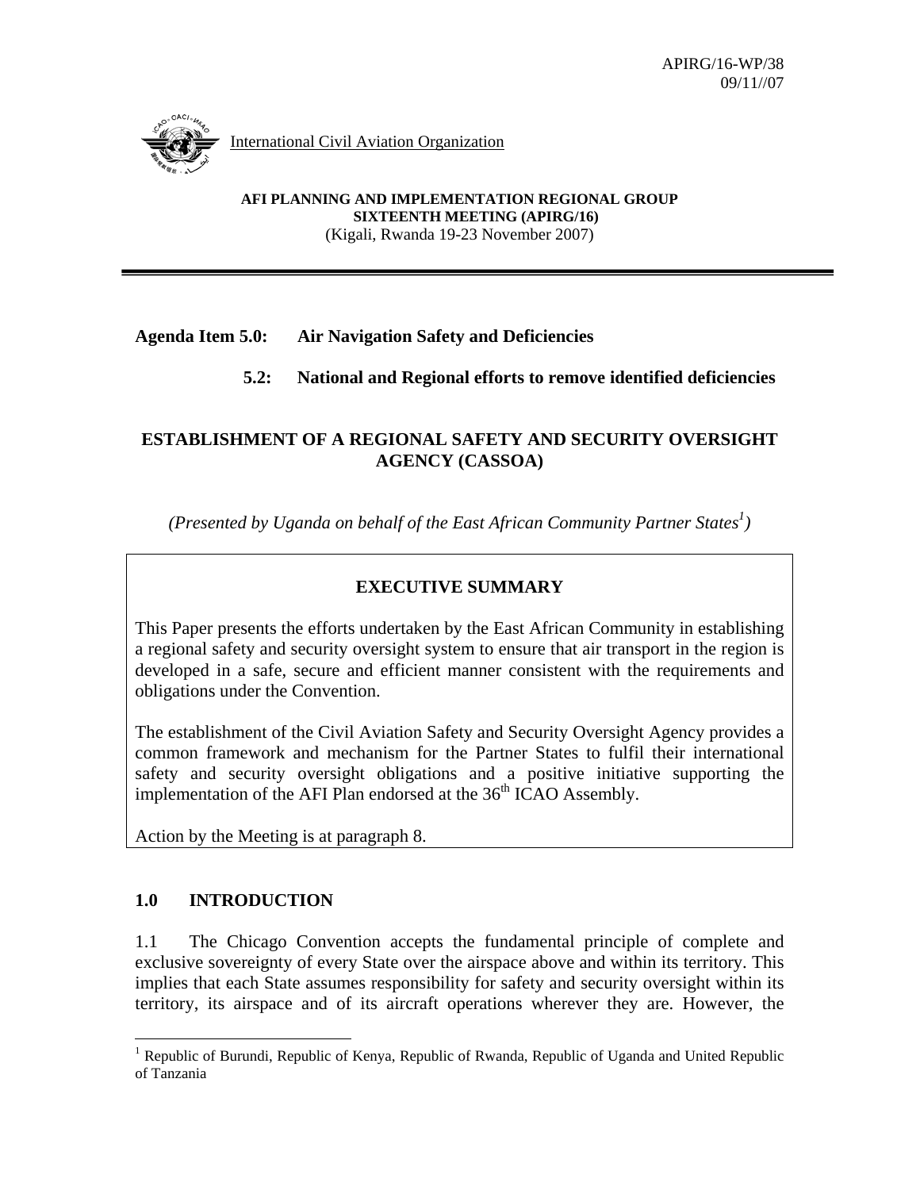APIRG/16-WP/38
09/11//07

International Civil Aviation Organization

**AFI PLANNING AND IMPLEMENTATION REGIONAL GROUP**
**SIXTEENTH MEETING (APIRG/16)**
(Kigali, Rwanda 19-23 November 2007)

**Agenda Item 5.0: Air Navigation Safety and Deficiencies**

**5.2: National and Regional efforts to remove identified deficiencies**

## ESTABLISHMENT OF A REGIONAL SAFETY AND SECURITY OVERSIGHT AGENCY (CASSOA)

*(Presented by Uganda on behalf of the East African Community Partner States[1])*

### EXECUTIVE SUMMARY

This Paper presents the efforts undertaken by the East African Community in establishing a regional safety and security oversight system to ensure that air transport in the region is developed in a safe, secure and efficient manner consistent with the requirements and obligations under the Convention.

The establishment of the Civil Aviation Safety and Security Oversight Agency provides a common framework and mechanism for the Partner States to fulfil their international safety and security oversight obligations and a positive initiative supporting the implementation of the AFI Plan endorsed at the 36th ICAO Assembly.

Action by the Meeting is at paragraph 8.

## 1.0 INTRODUCTION

1.1 The Chicago Convention accepts the fundamental principle of complete and exclusive sovereignty of every State over the airspace above and within its territory. This implies that each State assumes responsibility for safety and security oversight within its territory, its airspace and of its aircraft operations wherever they are. However, the

[1] Republic of Burundi, Republic of Kenya, Republic of Rwanda, Republic of Uganda and United Republic of Tanzania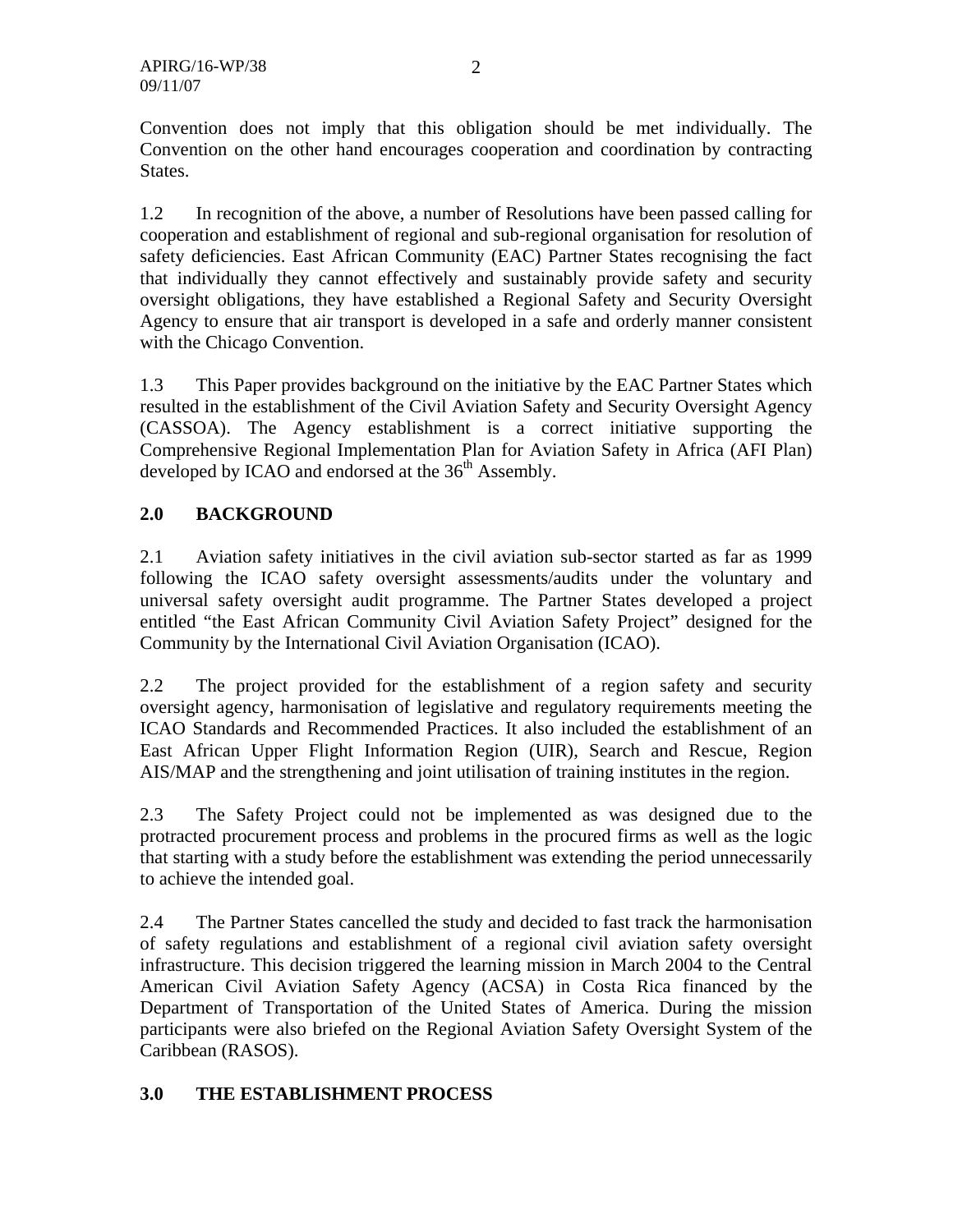Convention does not imply that this obligation should be met individually. The Convention on the other hand encourages cooperation and coordination by contracting States.

1.2 In recognition of the above, a number of Resolutions have been passed calling for cooperation and establishment of regional and sub-regional organisation for resolution of safety deficiencies. East African Community (EAC) Partner States recognising the fact that individually they cannot effectively and sustainably provide safety and security oversight obligations, they have established a Regional Safety and Security Oversight Agency to ensure that air transport is developed in a safe and orderly manner consistent with the Chicago Convention.

1.3 This Paper provides background on the initiative by the EAC Partner States which resulted in the establishment of the Civil Aviation Safety and Security Oversight Agency (CASSOA). The Agency establishment is a correct initiative supporting the Comprehensive Regional Implementation Plan for Aviation Safety in Africa (AFI Plan) developed by ICAO and endorsed at the 36th Assembly.

## 2.0 BACKGROUND

2.1 Aviation safety initiatives in the civil aviation sub-sector started as far as 1999 following the ICAO safety oversight assessments/audits under the voluntary and universal safety oversight audit programme. The Partner States developed a project entitled "the East African Community Civil Aviation Safety Project" designed for the Community by the International Civil Aviation Organisation (ICAO).

2.2 The project provided for the establishment of a region safety and security oversight agency, harmonisation of legislative and regulatory requirements meeting the ICAO Standards and Recommended Practices. It also included the establishment of an East African Upper Flight Information Region (UIR), Search and Rescue, Region AIS/MAP and the strengthening and joint utilisation of training institutes in the region.

2.3 The Safety Project could not be implemented as was designed due to the protracted procurement process and problems in the procured firms as well as the logic that starting with a study before the establishment was extending the period unnecessarily to achieve the intended goal.

2.4 The Partner States cancelled the study and decided to fast track the harmonisation of safety regulations and establishment of a regional civil aviation safety oversight infrastructure. This decision triggered the learning mission in March 2004 to the Central American Civil Aviation Safety Agency (ACSA) in Costa Rica financed by the Department of Transportation of the United States of America. During the mission participants were also briefed on the Regional Aviation Safety Oversight System of the Caribbean (RASOS).

## 3.0 THE ESTABLISHMENT PROCESS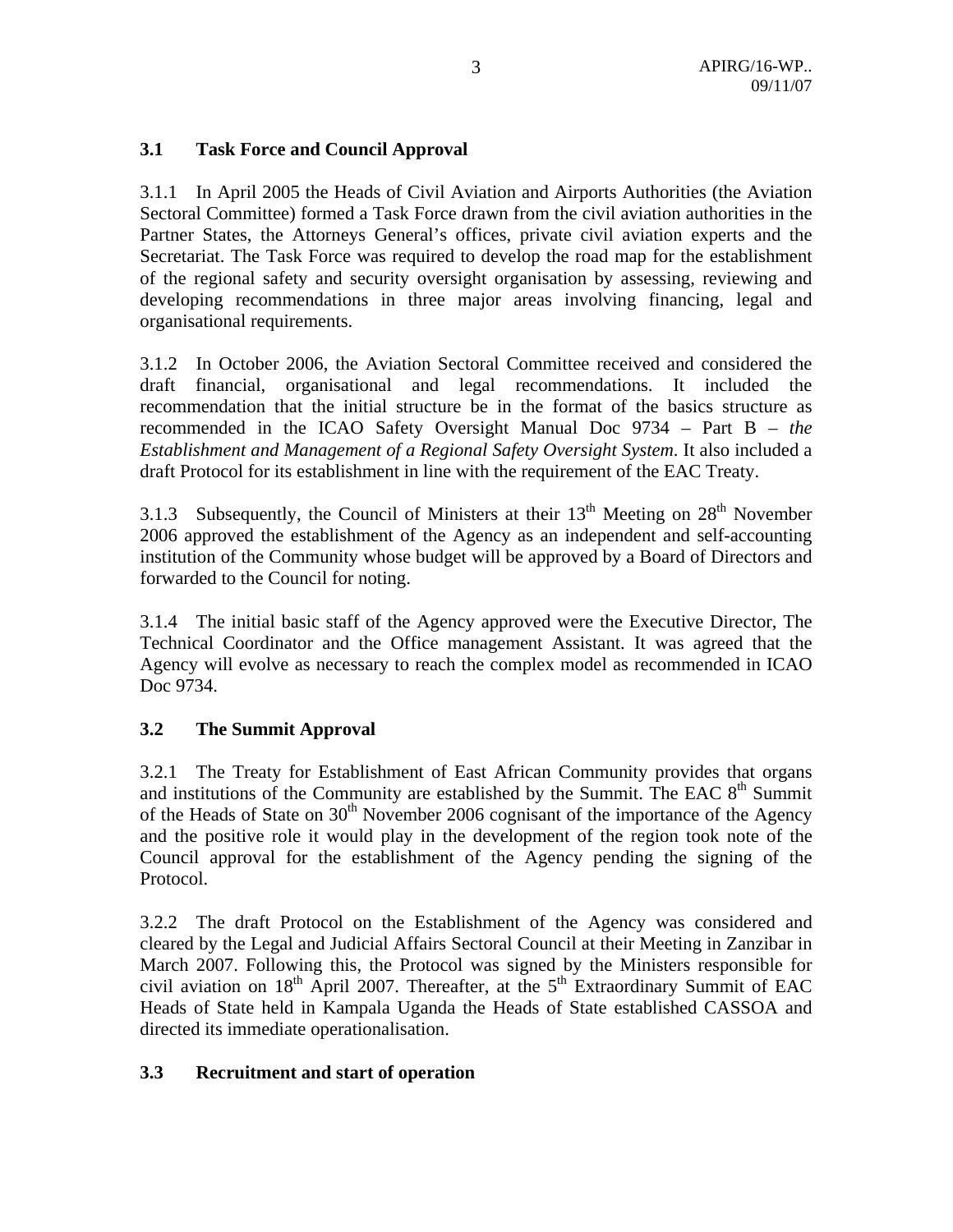### 3.1 Task Force and Council Approval

3.1.1 In April 2005 the Heads of Civil Aviation and Airports Authorities (the Aviation Sectoral Committee) formed a Task Force drawn from the civil aviation authorities in the Partner States, the Attorneys General's offices, private civil aviation experts and the Secretariat. The Task Force was required to develop the road map for the establishment of the regional safety and security oversight organisation by assessing, reviewing and developing recommendations in three major areas involving financing, legal and organisational requirements.

3.1.2 In October 2006, the Aviation Sectoral Committee received and considered the draft financial, organisational and legal recommendations. It included the recommendation that the initial structure be in the format of the basics structure as recommended in the ICAO Safety Oversight Manual Doc 9734 – Part B – *the Establishment and Management of a Regional Safety Oversight System*. It also included a draft Protocol for its establishment in line with the requirement of the EAC Treaty.

3.1.3 Subsequently, the Council of Ministers at their 13th Meeting on 28th November 2006 approved the establishment of the Agency as an independent and self-accounting institution of the Community whose budget will be approved by a Board of Directors and forwarded to the Council for noting.

3.1.4 The initial basic staff of the Agency approved were the Executive Director, The Technical Coordinator and the Office management Assistant. It was agreed that the Agency will evolve as necessary to reach the complex model as recommended in ICAO Doc 9734.

### 3.2 The Summit Approval

3.2.1 The Treaty for Establishment of East African Community provides that organs and institutions of the Community are established by the Summit. The EAC 8th Summit of the Heads of State on 30th November 2006 cognisant of the importance of the Agency and the positive role it would play in the development of the region took note of the Council approval for the establishment of the Agency pending the signing of the Protocol.

3.2.2 The draft Protocol on the Establishment of the Agency was considered and cleared by the Legal and Judicial Affairs Sectoral Council at their Meeting in Zanzibar in March 2007. Following this, the Protocol was signed by the Ministers responsible for civil aviation on 18th April 2007. Thereafter, at the 5th Extraordinary Summit of EAC Heads of State held in Kampala Uganda the Heads of State established CASSOA and directed its immediate operationalisation.

### 3.3 Recruitment and start of operation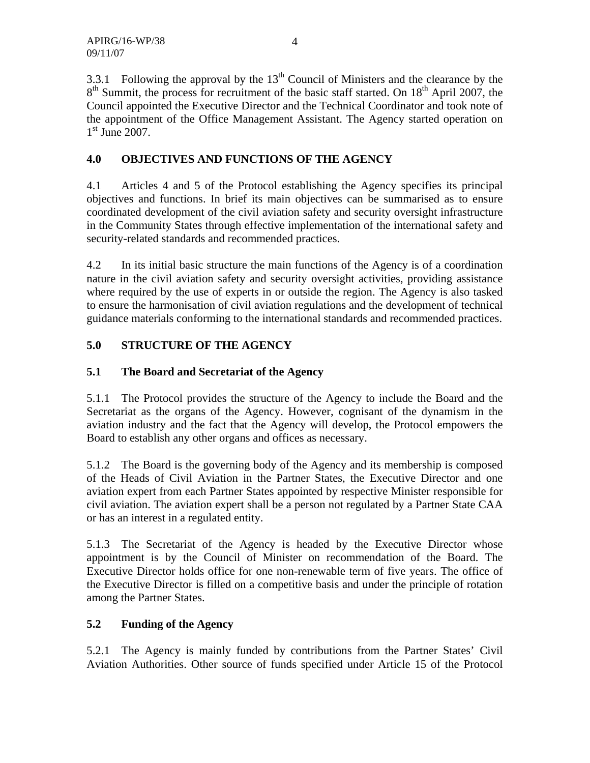3.3.1 Following the approval by the 13th Council of Ministers and the clearance by the 8th Summit, the process for recruitment of the basic staff started. On 18th April 2007, the Council appointed the Executive Director and the Technical Coordinator and took note of the appointment of the Office Management Assistant. The Agency started operation on 1st June 2007.

## 4.0 OBJECTIVES AND FUNCTIONS OF THE AGENCY

4.1 Articles 4 and 5 of the Protocol establishing the Agency specifies its principal objectives and functions. In brief its main objectives can be summarised as to ensure coordinated development of the civil aviation safety and security oversight infrastructure in the Community States through effective implementation of the international safety and security-related standards and recommended practices.

4.2 In its initial basic structure the main functions of the Agency is of a coordination nature in the civil aviation safety and security oversight activities, providing assistance where required by the use of experts in or outside the region. The Agency is also tasked to ensure the harmonisation of civil aviation regulations and the development of technical guidance materials conforming to the international standards and recommended practices.

## 5.0 STRUCTURE OF THE AGENCY

### 5.1 The Board and Secretariat of the Agency

5.1.1 The Protocol provides the structure of the Agency to include the Board and the Secretariat as the organs of the Agency. However, cognisant of the dynamism in the aviation industry and the fact that the Agency will develop, the Protocol empowers the Board to establish any other organs and offices as necessary.

5.1.2 The Board is the governing body of the Agency and its membership is composed of the Heads of Civil Aviation in the Partner States, the Executive Director and one aviation expert from each Partner States appointed by respective Minister responsible for civil aviation. The aviation expert shall be a person not regulated by a Partner State CAA or has an interest in a regulated entity.

5.1.3 The Secretariat of the Agency is headed by the Executive Director whose appointment is by the Council of Minister on recommendation of the Board. The Executive Director holds office for one non-renewable term of five years. The office of the Executive Director is filled on a competitive basis and under the principle of rotation among the Partner States.

### 5.2 Funding of the Agency

5.2.1 The Agency is mainly funded by contributions from the Partner States' Civil Aviation Authorities. Other source of funds specified under Article 15 of the Protocol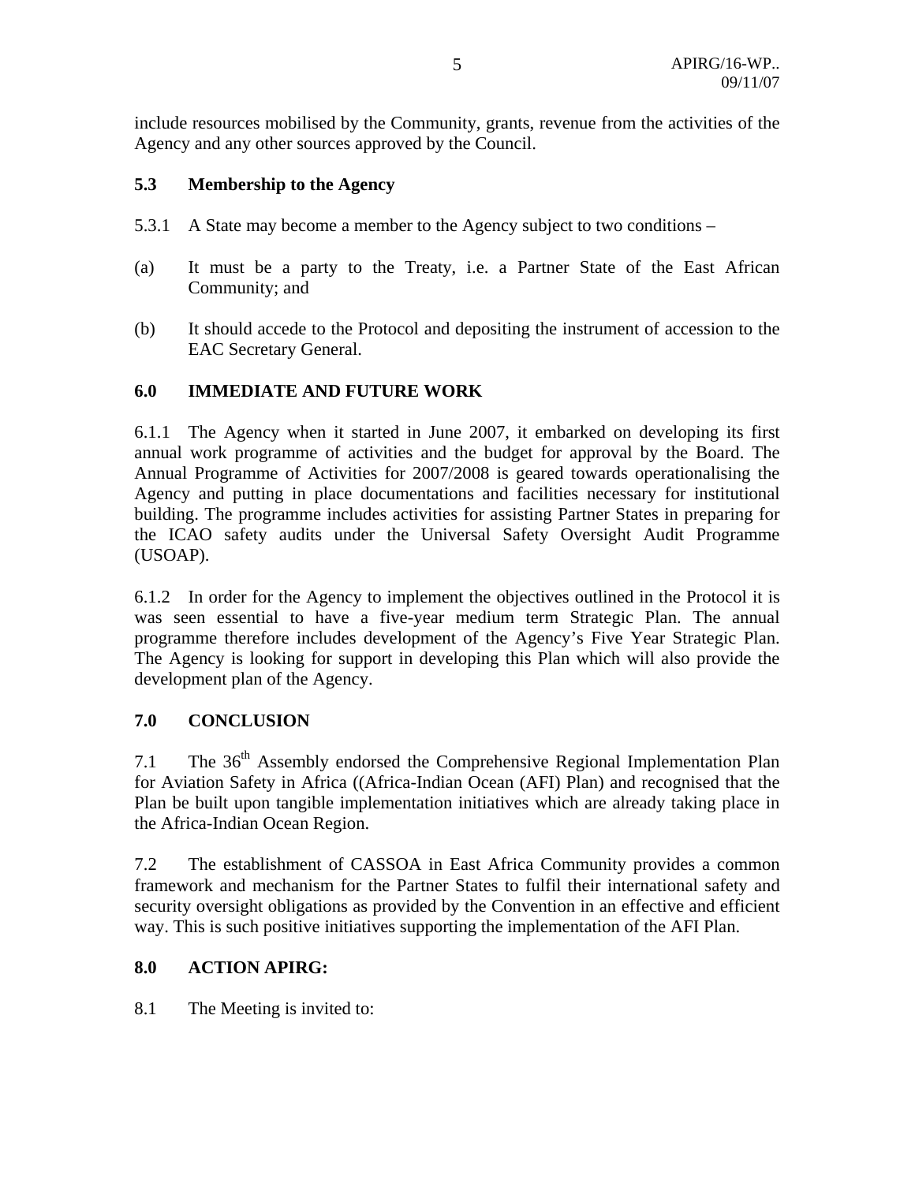include resources mobilised by the Community, grants, revenue from the activities of the Agency and any other sources approved by the Council.

### 5.3 Membership to the Agency

5.3.1 A State may become a member to the Agency subject to two conditions –

(a) It must be a party to the Treaty, i.e. a Partner State of the East African Community; and

(b) It should accede to the Protocol and depositing the instrument of accession to the EAC Secretary General.

## 6.0 IMMEDIATE AND FUTURE WORK

6.1.1 The Agency when it started in June 2007, it embarked on developing its first annual work programme of activities and the budget for approval by the Board. The Annual Programme of Activities for 2007/2008 is geared towards operationalising the Agency and putting in place documentations and facilities necessary for institutional building. The programme includes activities for assisting Partner States in preparing for the ICAO safety audits under the Universal Safety Oversight Audit Programme (USOAP).

6.1.2 In order for the Agency to implement the objectives outlined in the Protocol it is was seen essential to have a five-year medium term Strategic Plan. The annual programme therefore includes development of the Agency's Five Year Strategic Plan. The Agency is looking for support in developing this Plan which will also provide the development plan of the Agency.

## 7.0 CONCLUSION

7.1 The 36th Assembly endorsed the Comprehensive Regional Implementation Plan for Aviation Safety in Africa ((Africa-Indian Ocean (AFI) Plan) and recognised that the Plan be built upon tangible implementation initiatives which are already taking place in the Africa-Indian Ocean Region.

7.2 The establishment of CASSOA in East Africa Community provides a common framework and mechanism for the Partner States to fulfil their international safety and security oversight obligations as provided by the Convention in an effective and efficient way. This is such positive initiatives supporting the implementation of the AFI Plan.

## 8.0 ACTION APIRG:

8.1 The Meeting is invited to: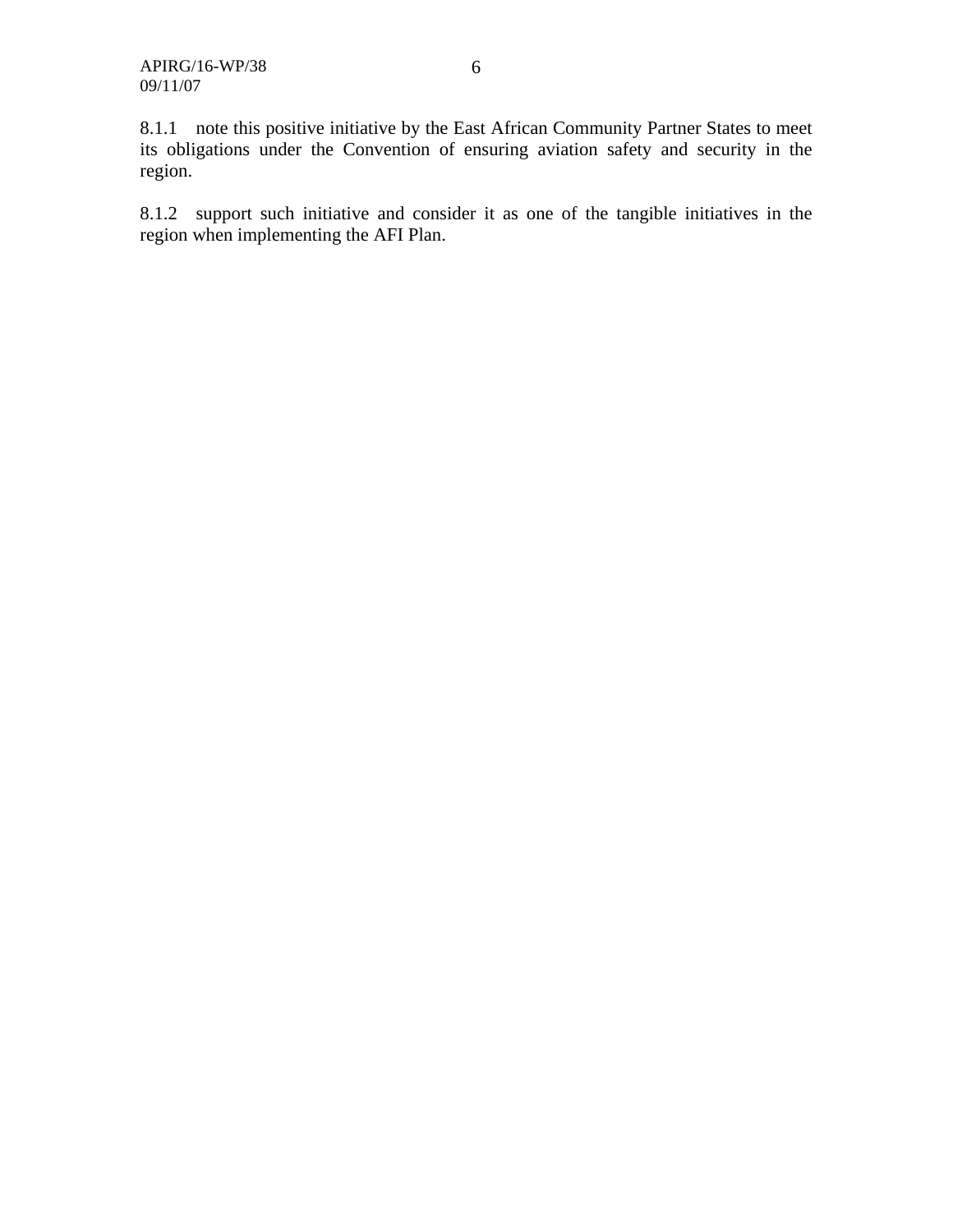8.1.1 note this positive initiative by the East African Community Partner States to meet its obligations under the Convention of ensuring aviation safety and security in the region.

8.1.2 support such initiative and consider it as one of the tangible initiatives in the region when implementing the AFI Plan.